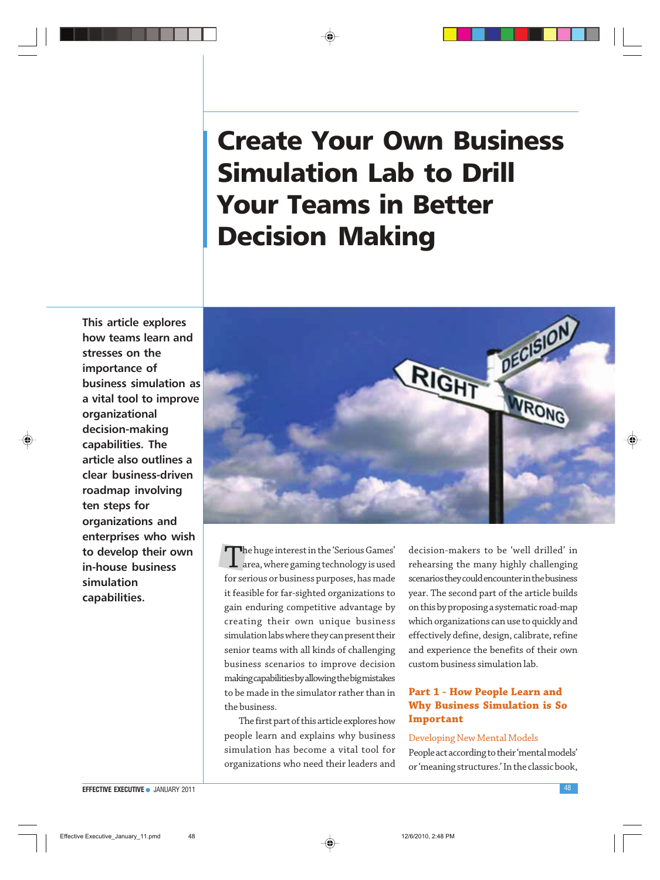# Create Your Own Business Simulation Lab to Drill Your Teams in Better Decision Making

**This article explores how teams learn and stresses on the importance of business simulation as a vital tool to improve organizational decision-making capabilities. The article also outlines a clear business-driven roadmap involving ten steps for organizations and enterprises who wish to develop their own in-house business simulation capabilities.**

The huge interest in the 'Serious Games' area, where gaming technology is used for serious or business purposes, has made it feasible for far-sighted organizations to gain enduring competitive advantage by creating their own unique business simulation labs where they can present their senior teams with all kinds of challenging business scenarios to improve decision making capabilities by allowing the big mistakes to be made in the simulator rather than in the business.

The first part of this article explores how people learn and explains why business simulation has become a vital tool for organizations who need their leaders and decision-makers to be 'well drilled' in rehearsing the many highly challenging scenarios they could encounter in the business year. The second part of the article builds on this by proposing a systematic road-map which organizations can use to quickly and effectively define, design, calibrate, refine and experience the benefits of their own custom business simulation lab.

## Part 1 - How People Learn and Why Business Simulation is So Important

### Developing New Mental Models

People act according to their 'mental models' or 'meaning structures.' In the classic book,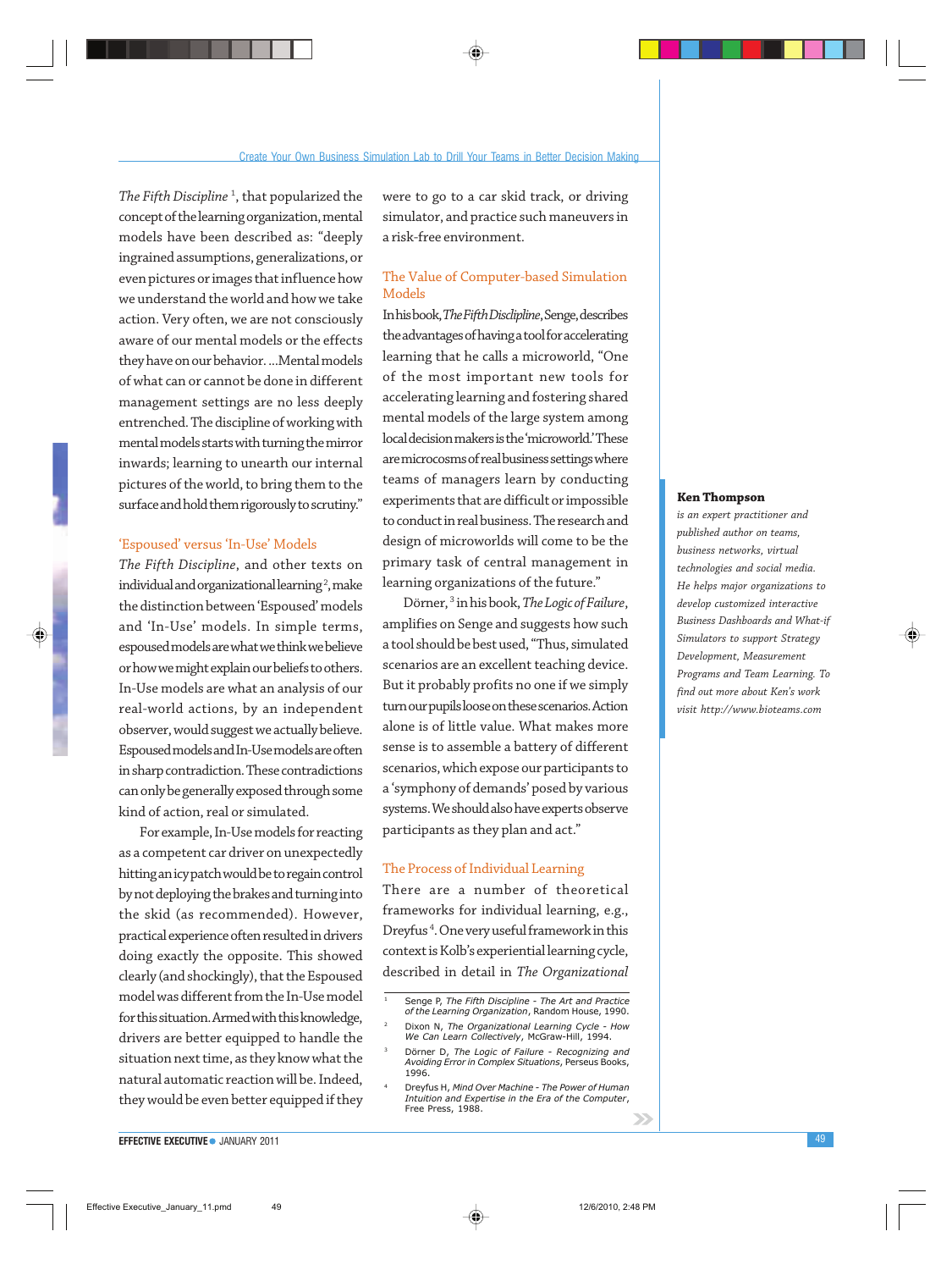*The Fifth Discipline*[1], that popularized the concept of the learning organization, mental models have been described as: "deeply ingrained assumptions, generalizations, or even pictures or images that influence how we understand the world and how we take action. Very often, we are not consciously aware of our mental models or the effects they have on our behavior. ...Mental models of what can or cannot be done in different management settings are no less deeply entrenched. The discipline of working with mental models starts with turning the mirror inwards; learning to unearth our internal pictures of the world, to bring them to the surface and hold them rigorously to scrutiny."

## 'Espoused' versus 'In-Use' Models

*The Fifth Discipline*, and other texts on individual and organizational learning[2], make the distinction between 'Espoused' models and 'In-Use' models. In simple terms, espoused models are what we think we believe or how we might explain our beliefs to others. In-Use models are what an analysis of our real-world actions, by an independent observer, would suggest we actually believe. Espoused models and In-Use models are often in sharp contradiction. These contradictions can only be generally exposed through some kind of action, real or simulated.

For example, In-Use models for reacting as a competent car driver on unexpectedly hitting an icy patch would be to regain control by not deploying the brakes and turning into the skid (as recommended). However, practical experience often resulted in drivers doing exactly the opposite. This showed clearly (and shockingly), that the Espoused model was different from the In-Use model for this situation. Armed with this knowledge, drivers are better equipped to handle the situation next time, as they know what the natural automatic reaction will be. Indeed, they would be even better equipped if they were to go to a car skid track, or driving simulator, and practice such maneuvers in a risk-free environment.

## The Value of Computer-based Simulation Models

In his book, *The Fifth Discipline*, Senge, describes the advantages of having a tool for accelerating learning that he calls a microworld, "One of the most important new tools for accelerating learning and fostering shared mental models of the large system among local decision makers is the 'microworld.' These are microcosms of real business settings where teams of managers learn by conducting experiments that are difficult or impossible to conduct in real business. The research and design of microworlds will come to be the primary task of central management in learning organizations of the future."

Dörner,[3] in his book, *The Logic of Failure*, amplifies on Senge and suggests how such a tool should be best used, "Thus, simulated scenarios are an excellent teaching device. But it probably profits no one if we simply turn our pupils loose on these scenarios. Action alone is of little value. What makes more sense is to assemble a battery of different scenarios, which expose our participants to a 'symphony of demands' posed by various systems. We should also have experts observe participants as they plan and act."

## The Process of Individual Learning

There are a number of theoretical frameworks for individual learning, e.g., Dreyfus[4]. One very useful framework in this context is Kolb's experiential learning cycle, described in detail in *The Organizational*

**Ken Thompson**

*is an expert practitioner and published author on teams, business networks, virtual technologies and social media. He helps major organizations to develop customized interactive Business Dashboards and What-if Simulators to support Strategy Development, Measurement Programs and Team Learning. To find out more about Ken's work visit http://www.bioteams.com*

---

1. Senge P, *The Fifth Discipline - The Art and Practice of the Learning Organization*, Random House, 1990.
2. Dixon N, *The Organizational Learning Cycle - How We Can Learn Collectively*, McGraw-Hill, 1994.
3. Dörner D, *The Logic of Failure - Recognizing and Avoiding Error in Complex Situations*, Perseus Books, 1996.
4. Dreyfus H, *Mind Over Machine - The Power of Human Intuition and Expertise in the Era of the Computer*, Free Press, 1988.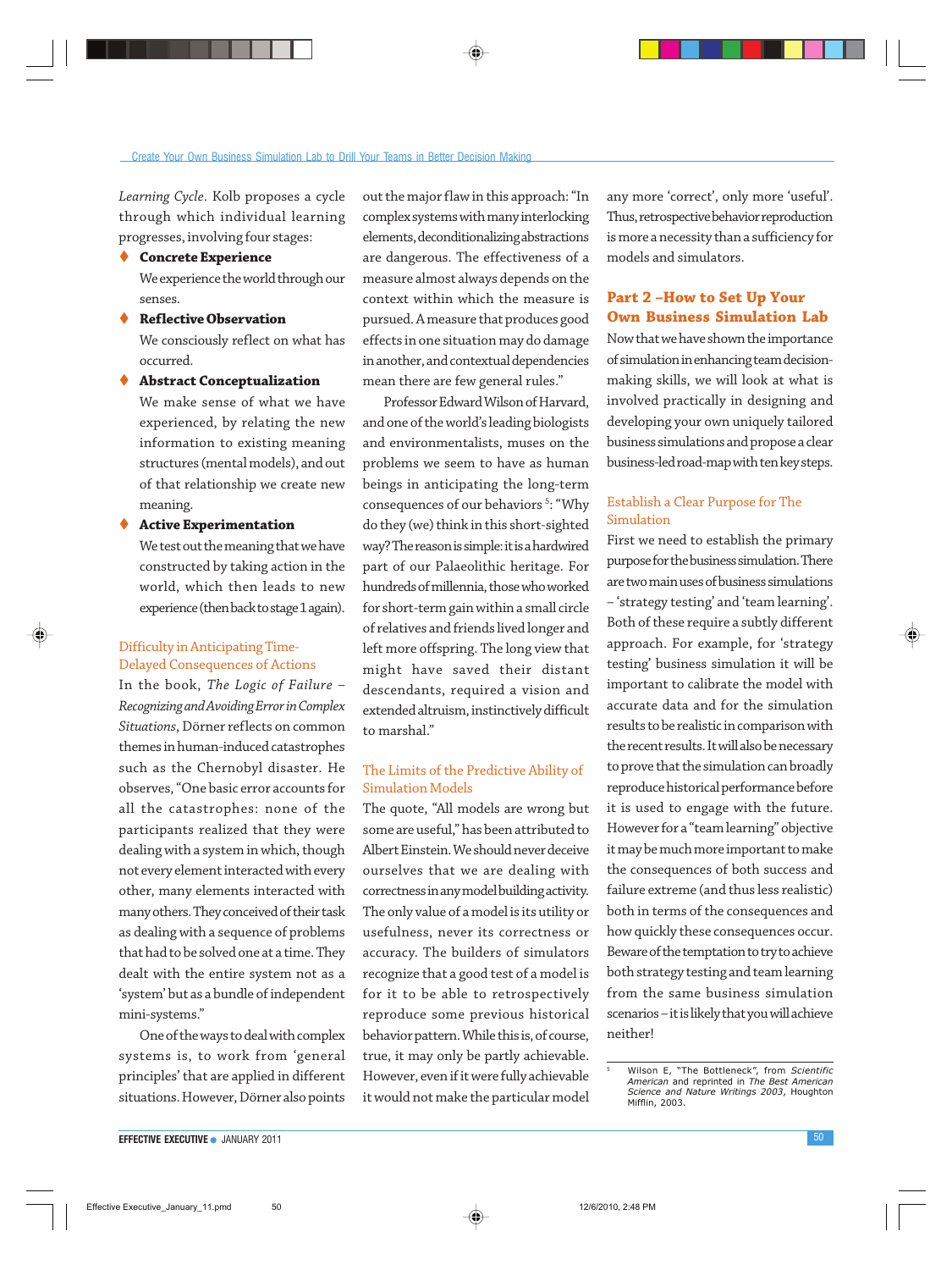*Learning Cycle*. Kolb proposes a cycle through which individual learning progresses, involving four stages:

- **Concrete Experience**
  We experience the world through our senses.
- **Reflective Observation**
  We consciously reflect on what has occurred.
- **Abstract Conceptualization**
  We make sense of what we have experienced, by relating the new information to existing meaning structures (mental models), and out of that relationship we create new meaning.
- **Active Experimentation**
  We test out the meaning that we have constructed by taking action in the world, which then leads to new experience (then back to stage 1 again).

### Difficulty in Anticipating Time-Delayed Consequences of Actions

In the book, *The Logic of Failure – Recognizing and Avoiding Error in Complex Situations*, Dörner reflects on common themes in human-induced catastrophes such as the Chernobyl disaster. He observes, "One basic error accounts for all the catastrophes: none of the participants realized that they were dealing with a system in which, though not every element interacted with every other, many elements interacted with many others. They conceived of their task as dealing with a sequence of problems that had to be solved one at a time. They dealt with the entire system not as a 'system' but as a bundle of independent mini-systems."

One of the ways to deal with complex systems is, to work from 'general principles' that are applied in different situations. However, Dörner also points out the major flaw in this approach: "In complex systems with many interlocking elements, deconditionalizing abstractions are dangerous. The effectiveness of a measure almost always depends on the context within which the measure is pursued. A measure that produces good effects in one situation may do damage in another, and contextual dependencies mean there are few general rules."

Professor Edward Wilson of Harvard, and one of the world's leading biologists and environmentalists, muses on the problems we seem to have as human beings in anticipating the long-term consequences of our behaviors [5]: "Why do they (we) think in this short-sighted way? The reason is simple: it is a hardwired part of our Palaeolithic heritage. For hundreds of millennia, those who worked for short-term gain within a small circle of relatives and friends lived longer and left more offspring. The long view that might have saved their distant descendants, required a vision and extended altruism, instinctively difficult to marshal."

### The Limits of the Predictive Ability of Simulation Models

The quote, "All models are wrong but some are useful," has been attributed to Albert Einstein. We should never deceive ourselves that we are dealing with correctness in any model building activity. The only value of a model is its utility or usefulness, never its correctness or accuracy. The builders of simulators recognize that a good test of a model is for it to be able to retrospectively reproduce some previous historical behavior pattern. While this is, of course, true, it may only be partly achievable. However, even if it were fully achievable it would not make the particular model any more 'correct', only more 'useful'. Thus, retrospective behavior reproduction is more a necessity than a sufficiency for models and simulators.

## Part 2 –How to Set Up Your Own Business Simulation Lab

Now that we have shown the importance of simulation in enhancing team decision-making skills, we will look at what is involved practically in designing and developing your own uniquely tailored business simulations and propose a clear business-led road-map with ten key steps.

### Establish a Clear Purpose for The Simulation

First we need to establish the primary purpose for the business simulation. There are two main uses of business simulations – 'strategy testing' and 'team learning'. Both of these require a subtly different approach. For example, for 'strategy testing' business simulation it will be important to calibrate the model with accurate data and for the simulation results to be realistic in comparison with the recent results. It will also be necessary to prove that the simulation can broadly reproduce historical performance before it is used to engage with the future. However for a "team learning" objective it may be much more important to make the consequences of both success and failure extreme (and thus less realistic) both in terms of the consequences and how quickly these consequences occur. Beware of the temptation to try to achieve both strategy testing and team learning from the same business simulation scenarios – it is likely that you will achieve neither!

---

[5] Wilson E, "The Bottleneck", from *Scientific American* and reprinted in *The Best American Science and Nature Writings 2003*, Houghton Mifflin, 2003.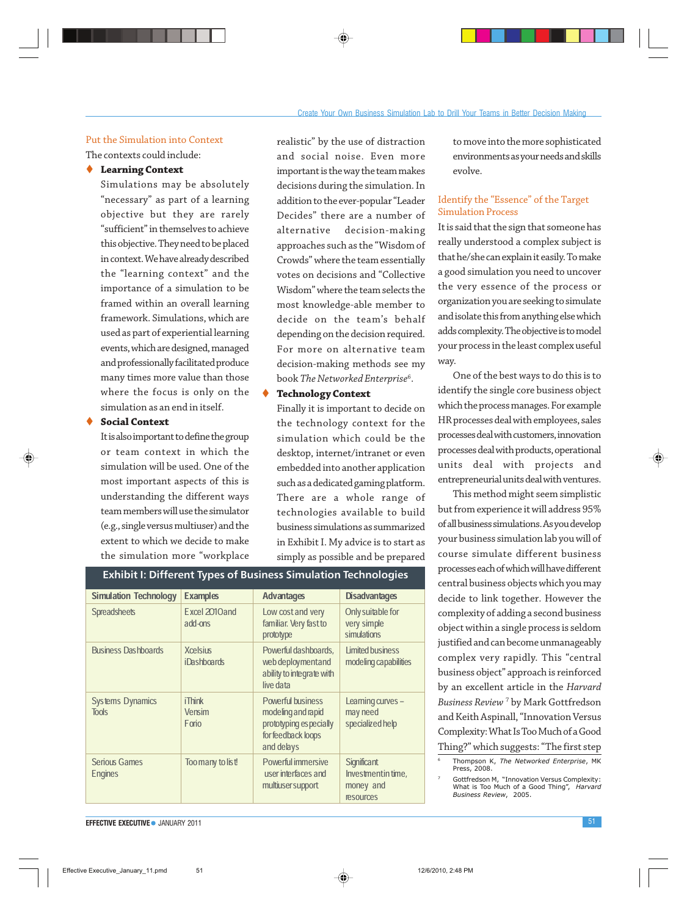### Put the Simulation into Context

The contexts could include:

- **Learning Context**

  Simulations may be absolutely "necessary" as part of a learning objective but they are rarely "sufficient" in themselves to achieve this objective. They need to be placed in context. We have already described the "learning context" and the importance of a simulation to be framed within an overall learning framework. Simulations, which are used as part of experiential learning events, which are designed, managed and professionally facilitated produce many times more value than those where the focus is only on the simulation as an end in itself.

- **Social Context**

  It is also important to define the group or team context in which the simulation will be used. One of the most important aspects of this is understanding the different ways team members will use the simulator (e.g., single versus multiuser) and the extent to which we decide to make the simulation more "workplace realistic" by the use of distraction and social noise. Even more important is the way the team makes decisions during the simulation. In addition to the ever-popular "Leader Decides" there are a number of alternative decision-making approaches such as the "Wisdom of Crowds" where the team essentially votes on decisions and "Collective Wisdom" where the team selects the most knowledge-able member to decide on the team's behalf depending on the decision required. For more on alternative team decision-making methods see my book *The Networked Enterprise*[6].

- **Technology Context**

  Finally it is important to decide on the technology context for the simulation which could be the desktop, internet/intranet or even embedded into another application such as a dedicated gaming platform. There are a whole range of technologies available to build business simulations as summarized in Exhibit I. My advice is to start as simply as possible and be prepared to move into the more sophisticated environments as your needs and skills evolve.

**Exhibit I: Different Types of Business Simulation Technologies**

| Simulation Technology | Examples | Advantages | Disadvantages |
|---|---|---|---|
| Spreadsheets | Excel 2010 and add-ons | Low cost and very familiar. Very fast to prototype | Only suitable for very simple simulations |
| Business Dashboards | Xcelsius iDashboards | Powerful dashboards, web deployment and ability to integrate with live data | Limited business modeling capabilities |
| Systems Dynamics Tools | iThink Vensim Forio | Powerful business modeling and rapid prototyping especially for feedback loops and delays | Learning curves – may need specialized help |
| Serious Games Engines | Too many to list! | Powerful immersive user interfaces and multiuser support | Significant Investment in time, money and resources |

### Identify the "Essence" of the Target Simulation Process

It is said that the sign that someone has really understood a complex subject is that he/she can explain it easily. To make a good simulation you need to uncover the very essence of the process or organization you are seeking to simulate and isolate this from anything else which adds complexity. The objective is to model your process in the least complex useful way.

One of the best ways to do this is to identify the single core business object which the process manages. For example HR processes deal with employees, sales processes deal with customers, innovation processes deal with products, operational units deal with projects and entrepreneurial units deal with ventures.

This method might seem simplistic but from experience it will address 95% of all business simulations. As you develop your business simulation lab you will of course simulate different business processes each of which will have different central business objects which you may decide to link together. However the complexity of adding a second business object within a single process is seldom justified and can become unmanageably complex very rapidly. This "central business object" approach is reinforced by an excellent article in the *Harvard Business Review* [7] by Mark Gottfredson and Keith Aspinall, "Innovation Versus Complexity: What Is Too Much of a Good Thing?" which suggests: "The first step

---

[6] Thompson K, *The Networked Enterprise*, MK Press, 2008.

[7] Gottfredson M, "Innovation Versus Complexity: What is Too Much of a Good Thing", *Harvard Business Review*, 2005.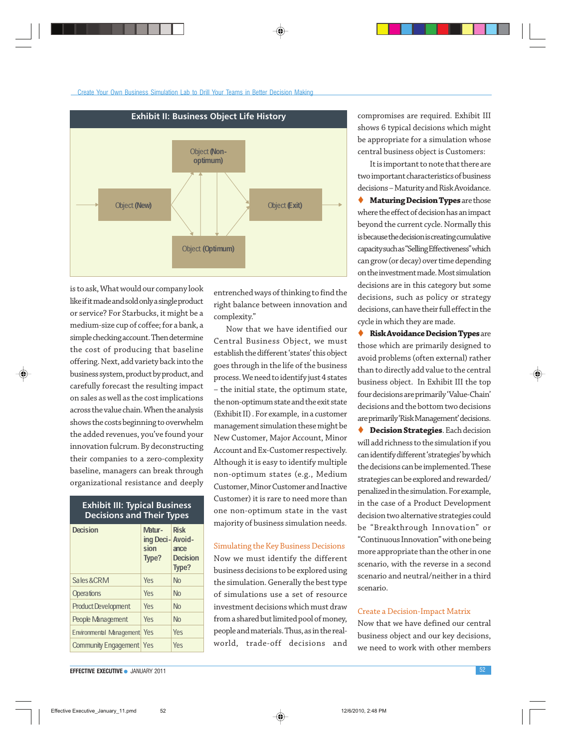**Exhibit II: Business Object Life History**

Object (Non-optimum)

Object (New) → Object (Exit)

Object (Optimum)

is to ask, What would our company look like if it made and sold only a single product or service? For Starbucks, it might be a medium-size cup of coffee; for a bank, a simple checking account. Then determine the cost of producing that baseline offering. Next, add variety back into the business system, product by product, and carefully forecast the resulting impact on sales as well as the cost implications across the value chain. When the analysis shows the costs beginning to overwhelm the added revenues, you've found your innovation fulcrum. By deconstructing their companies to a zero-complexity baseline, managers can break through organizational resistance and deeply entrenched ways of thinking to find the right balance between innovation and complexity."

Now that we have identified our Central Business Object, we must establish the different 'states' this object goes through in the life of the business process. We need to identify just 4 states – the initial state, the optimum state, the non-optimum state and the exit state (Exhibit II). For example, in a customer management simulation these might be New Customer, Major Account, Minor Account and Ex-Customer respectively. Although it is easy to identify multiple non-optimum states (e.g., Medium Customer, Minor Customer and Inactive Customer) it is rare to need more than one non-optimum state in the vast majority of business simulation needs.

**Exhibit III: Typical Business Decisions and Their Types**

| Decision | Maturing Decision Type? | Risk Avoidance Decision Type? |
|---|---|---|
| Sales &CRM | Yes | No |
| Operations | Yes | No |
| Product Development | Yes | No |
| People Management | Yes | No |
| Environmental Management | Yes | Yes |
| Community Engagement | Yes | Yes |

## Simulating the Key Business Decisions

Now we must identify the different business decisions to be explored using the simulation. Generally the best type of simulations use a set of resource investment decisions which must draw from a shared but limited pool of money, people and materials. Thus, as in the real-world, trade-off decisions and compromises are required. Exhibit III shows 6 typical decisions which might be appropriate for a simulation whose central business object is Customers:

It is important to note that there are two important characteristics of business decisions – Maturity and Risk Avoidance.

- **Maturing Decision Types** are those where the effect of decision has an impact beyond the current cycle. Normally this is because the decision is creating cumulative capacity such as "Selling Effectiveness" which can grow (or decay) over time depending on the investment made. Most simulation decisions are in this category but some decisions, such as policy or strategy decisions, can have their full effect in the cycle in which they are made.
- **Risk Avoidance Decision Types** are those which are primarily designed to avoid problems (often external) rather than to directly add value to the central business object. In Exhibit III the top four decisions are primarily 'Value-Chain' decisions and the bottom two decisions are primarily 'Risk Management' decisions.
- **Decision Strategies**. Each decision will add richness to the simulation if you can identify different 'strategies' by which the decisions can be implemented. These strategies can be explored and rewarded/penalized in the simulation. For example, in the case of a Product Development decision two alternative strategies could be "Breakthrough Innovation" or "Continuous Innovation" with one being more appropriate than the other in one scenario, with the reverse in a second scenario and neutral/neither in a third scenario.

## Create a Decision-Impact Matrix

Now that we have defined our central business object and our key decisions, we need to work with other members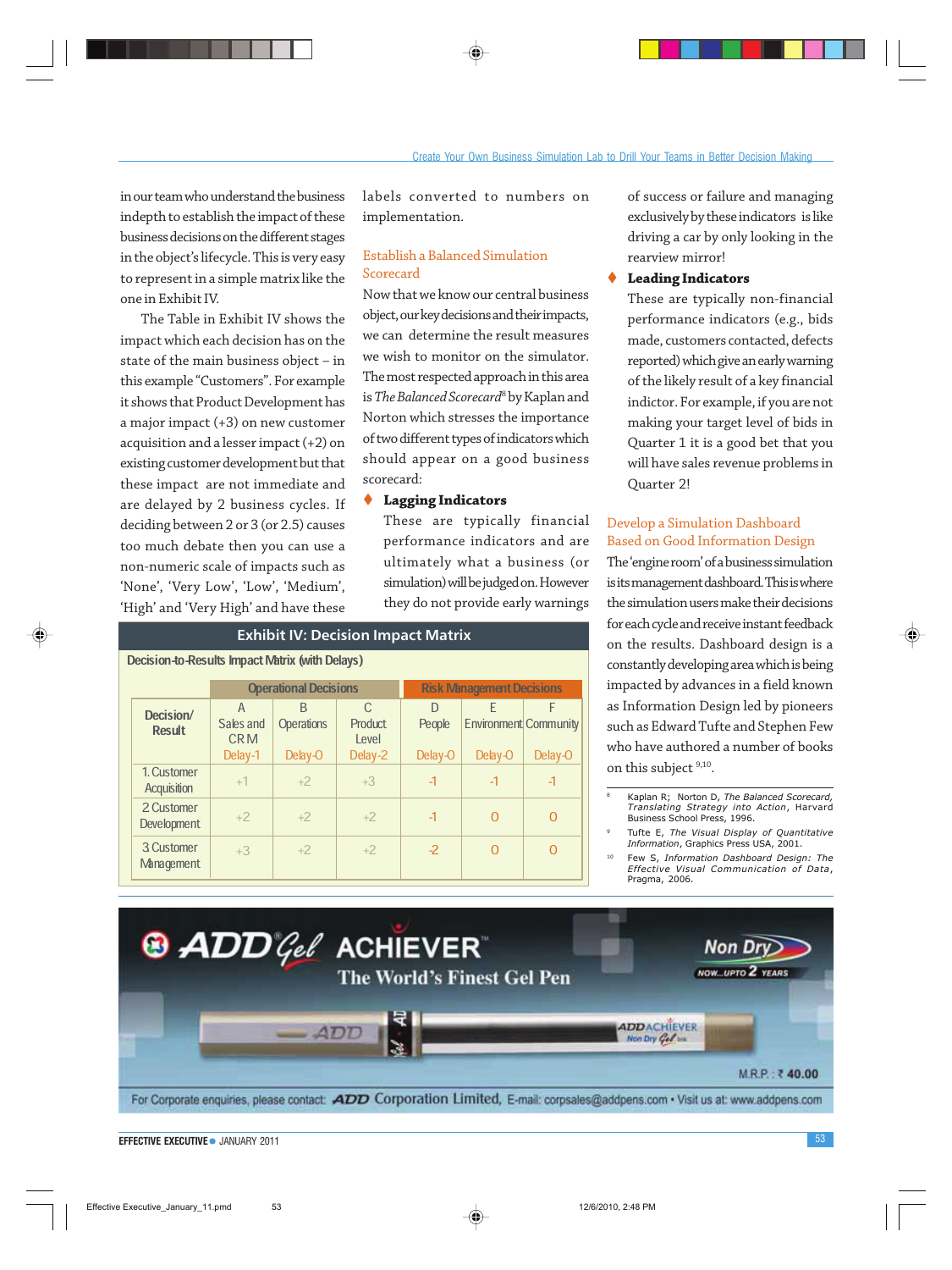in our team who understand the business indepth to establish the impact of these business decisions on the different stages in the object's lifecycle. This is very easy to represent in a simple matrix like the one in Exhibit IV.

The Table in Exhibit IV shows the impact which each decision has on the state of the main business object – in this example "Customers". For example it shows that Product Development has a major impact (+3) on new customer acquisition and a lesser impact (+2) on existing customer development but that these impact are not immediate and are delayed by 2 business cycles. If deciding between 2 or 3 (or 2.5) causes too much debate then you can use a non-numeric scale of impacts such as 'None', 'Very Low', 'Low', 'Medium', 'High' and 'Very High' and have these labels converted to numbers on implementation.

### Establish a Balanced Simulation Scorecard

Now that we know our central business object, our key decisions and their impacts, we can determine the result measures we wish to monitor on the simulator. The most respected approach in this area is *The Balanced Scorecard*[8] by Kaplan and Norton which stresses the importance of two different types of indicators which should appear on a good business scorecard:

- **Lagging Indicators**
  These are typically financial performance indicators and are ultimately what a business (or simulation) will be judged on. However they do not provide early warnings of success or failure and managing exclusively by these indicators is like driving a car by only looking in the rearview mirror!
- **Leading Indicators**
  These are typically non-financial performance indicators (e.g., bids made, customers contacted, defects reported) which give an early warning of the likely result of a key financial indictor. For example, if you are not making your target level of bids in Quarter 1 it is a good bet that you will have sales revenue problems in Quarter 2!

**Exhibit IV: Decision Impact Matrix**

Decision-to-Results Impact Matrix (with Delays)

| Decision/ Result | Operational Decisions | | | Risk Management Decisions | | |
|---|---|---|---|---|---|---|
| | A Sales and CRM Delay-1 | B Operations Delay-0 | C Product Level Delay-2 | D People Delay-0 | E Environment Delay-0 | F Community Delay-0 |
| 1. Customer Acquisition | +1 | +2 | +3 | -1 | -1 | -1 |
| 2 Customer Development | +2 | +2 | +2 | -1 | 0 | 0 |
| 3 Customer Management | +3 | +2 | +2 | -2 | 0 | 0 |

### Develop a Simulation Dashboard Based on Good Information Design

The 'engine room' of a business simulation is its management dashboard. This is where the simulation users make their decisions for each cycle and receive instant feedback on the results. Dashboard design is a constantly developing area which is being impacted by advances in a field known as Information Design led by pioneers such as Edward Tufte and Stephen Few who have authored a number of books on this subject [9,10].

---

[8] Kaplan R; Norton D, *The Balanced Scorecard, Translating Strategy into Action*, Harvard Business School Press, 1996.

[9] Tufte E, *The Visual Display of Quantitative Information*, Graphics Press USA, 2001.

[10] Few S, *Information Dashboard Design: The Effective Visual Communication of Data*, Pragma, 2006.

ADD Gel ACHIEVER™ The World's Finest Gel Pen. Non Dry NOW...UPTO 2 YEARS. M.R.P.: ₹ 40.00

For Corporate enquiries, please contact: ADD Corporation Limited, E-mail: corpsales@addpens.com • Visit us at: www.addpens.com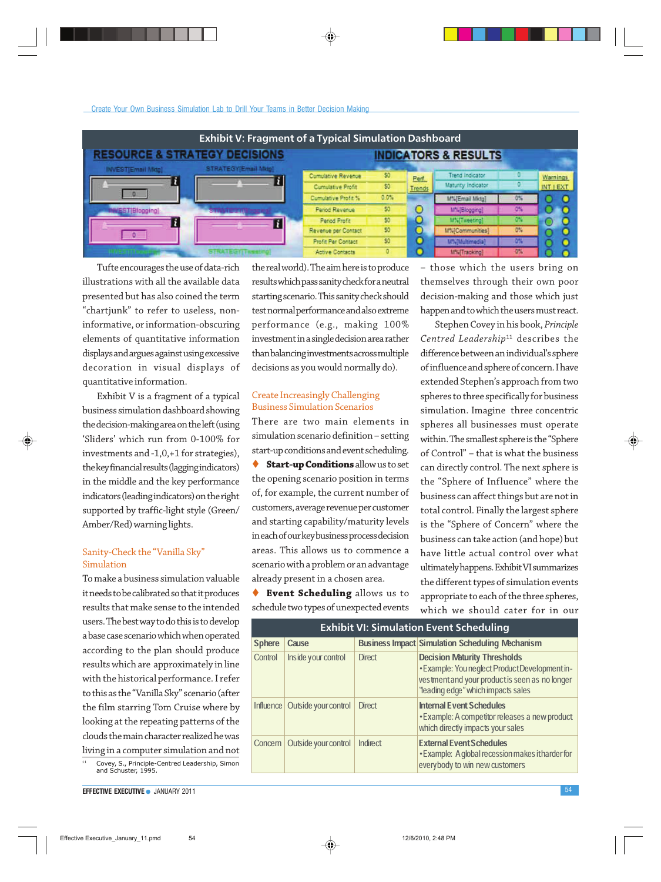### Exhibit V: Fragment of a Typical Simulation Dashboard

RESOURCE & STRATEGY DECISIONS

INDICATORS & RESULTS

Tufte encourages the use of data-rich illustrations with all the available data presented but has also coined the term "chartjunk" to refer to useless, non-informative, or information-obscuring elements of quantitative information displays and argues against using excessive decoration in visual displays of quantitative information.

Exhibit V is a fragment of a typical business simulation dashboard showing the decision-making area on the left (using 'Sliders' which run from 0-100% for investments and -1,0,+1 for strategies), the key financial results (lagging indicators) in the middle and the key performance indicators (leading indicators) on the right supported by traffic-light style (Green/Amber/Red) warning lights.

## Sanity-Check the "Vanilla Sky" Simulation

To make a business simulation valuable it needs to be calibrated so that it produces results that make sense to the intended users. The best way to do this is to develop a base case scenario which when operated according to the plan should produce results which are approximately in line with the historical performance. I refer to this as the "Vanilla Sky" scenario (after the film starring Tom Cruise where by looking at the repeating patterns of the clouds the main character realized he was living in a computer simulation and not the real world). The aim here is to produce results which pass sanity check for a neutral starting scenario. This sanity check should test normal performance and also extreme performance (e.g., making 100% investment in a single decision area rather than balancing investments across multiple decisions as you would normally do).

## Create Increasingly Challenging Business Simulation Scenarios

There are two main elements in simulation scenario definition – setting start-up conditions and event scheduling.

♦ **Start-up Conditions** allow us to set the opening scenario position in terms of, for example, the current number of customers, average revenue per customer and starting capability/maturity levels in each of our key business process decision areas. This allows us to commence a scenario with a problem or an advantage already present in a chosen area.

♦ **Event Scheduling** allows us to schedule two types of unexpected events – those which the users bring on themselves through their own poor decision-making and those which just happen and to which the users must react.

Stephen Covey in his book, *Principle Centred Leadership*[11] describes the difference between an individual's sphere of influence and sphere of concern. I have extended Stephen's approach from two spheres to three specifically for business simulation. Imagine three concentric spheres all businesses must operate within. The smallest sphere is the "Sphere of Control" – that is what the business can directly control. The next sphere is the "Sphere of Influence" where the business can affect things but are not in total control. Finally the largest sphere is the "Sphere of Concern" where the business can take action (and hope) but have little actual control over what ultimately happens. Exhibit VI summarizes the different types of simulation events appropriate to each of the three spheres, which we should cater for in our

### Exhibit VI: Simulation Event Scheduling

| Sphere | Cause | Business Impact | Simulation Scheduling Mechanism |
|---|---|---|---|
| Control | Inside your control | Direct | **Decision Maturity Thresholds**<br>• Example: You neglect Product Development investment and your product is seen as no longer "leading edge" which impacts sales |
| Influence | Outside your control | Direct | **Internal Event Schedules**<br>• Example: A competitor releases a new product which directly impacts your sales |
| Concern | Outside your control | Indirect | **External Event Schedules**<br>• Example: A global recession makes it harder for everybody to win new customers |

[11] Covey, S., Principle-Centred Leadership, Simon and Schuster, 1995.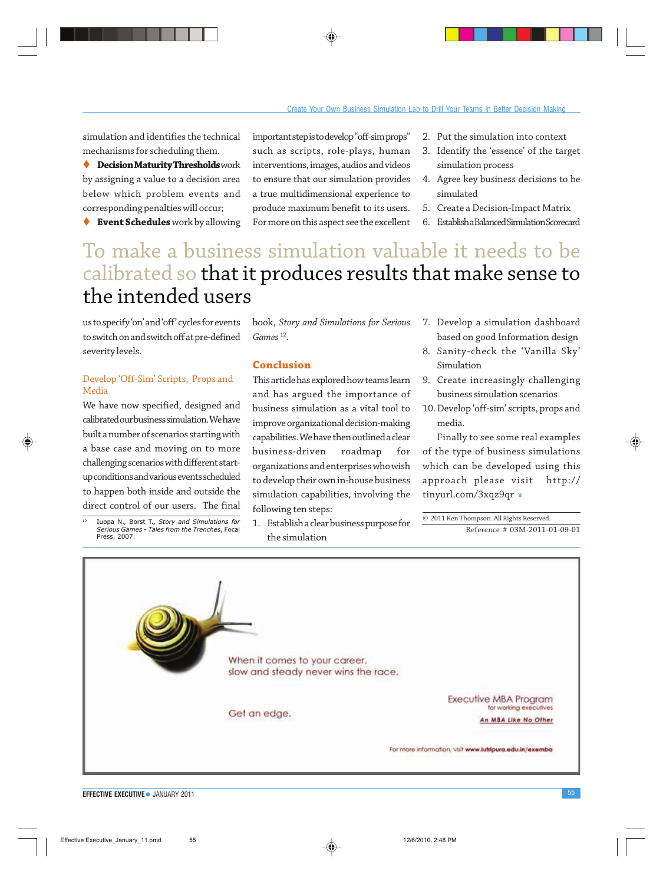simulation and identifies the technical mechanisms for scheduling them.

- **Decision Maturity Thresholds** work by assigning a value to a decision area below which problem events and corresponding penalties will occur;
- **Event Schedules** work by allowing us to specify 'on' and 'off' cycles for events to switch on and switch off at pre-defined severity levels.

## Develop 'Off-Sim' Scripts, Props and Media

We have now specified, designed and calibrated our business simulation. We have built a number of scenarios starting with a base case and moving on to more challenging scenarios with different start-up conditions and various events scheduled to happen both inside and outside the direct control of our users. The final important step is to develop "off-sim props" such as scripts, role-plays, human interventions, images, audios and videos to ensure that our simulation provides a true multidimensional experience to produce maximum benefit to its users. For more on this aspect see the excellent book, *Story and Simulations for Serious Games*[12].

> To make a business simulation valuable it needs to be calibrated so that it produces results that make sense to the intended users

## Conclusion

This article has explored how teams learn and has argued the importance of business simulation as a vital tool to improve organizational decision-making capabilities. We have then outlined a clear business-driven roadmap for organizations and enterprises who wish to develop their own in-house business simulation capabilities, involving the following ten steps:

1. Establish a clear business purpose for the simulation
2. Put the simulation into context
3. Identify the 'essence' of the target simulation process
4. Agree key business decisions to be simulated
5. Create a Decision-Impact Matrix
6. Establish a Balanced Simulation Scorecard
7. Develop a simulation dashboard based on good Information design
8. Sanity-check the 'Vanilla Sky' Simulation
9. Create increasingly challenging business simulation scenarios
10. Develop 'off-sim' scripts, props and media.

Finally to see some real examples of the type of business simulations which can be developed using this approach please visit http://tinyurl.com/3xqz9qr

© 2011 Ken Thompson. All Rights Reserved.

Reference # 03M-2011-01-09-01

[12] Iuppa N., Borst T., *Story and Simulations for Serious Games - Tales from the Trenches*, Focal Press, 2007.

When it comes to your career, slow and steady never wins the race.

Get an edge.

Executive MBA Program
for working executives
An MBA Like No Other

For more information, visit www.iutripura.edu.in/exemba